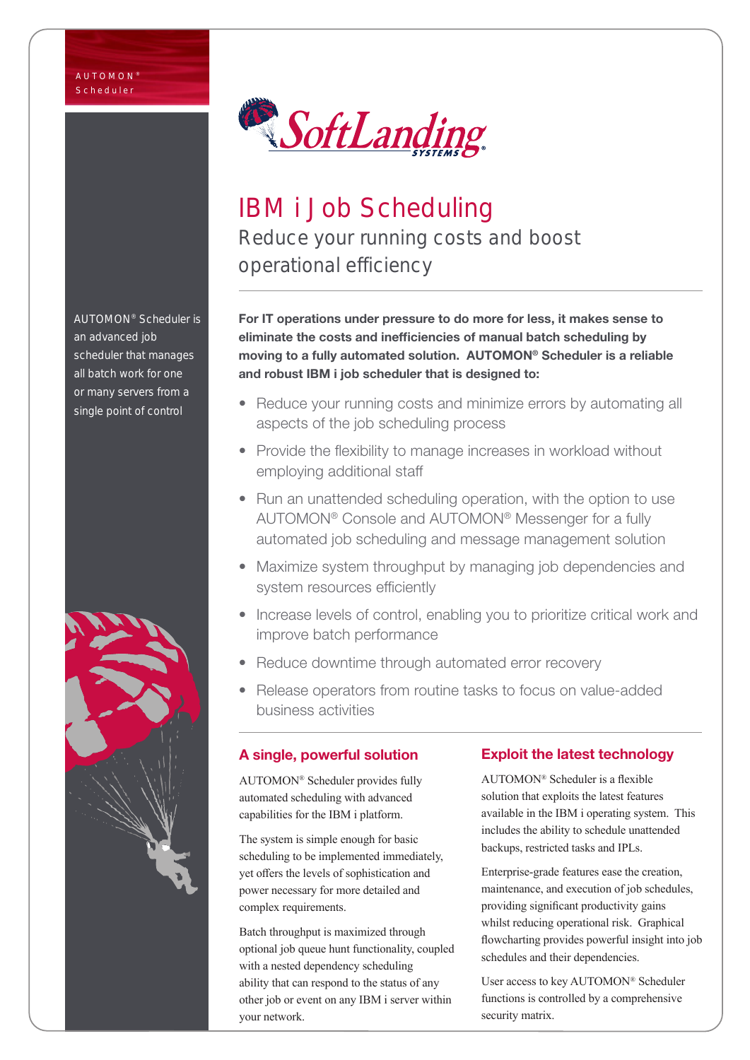AUTOMON®
Scheduler

# IBM i Job Scheduling

## Reduce your running costs and boost operational efficiency

AUTOMON® Scheduler is an advanced job scheduler that manages all batch work for one or many servers from a single point of control

**For IT operations under pressure to do more for less, it makes sense to eliminate the costs and inefficiencies of manual batch scheduling by moving to a fully automated solution. AUTOMON® Scheduler is a reliable and robust IBM i job scheduler that is designed to:**

- Reduce your running costs and minimize errors by automating all aspects of the job scheduling process
- Provide the flexibility to manage increases in workload without employing additional staff
- Run an unattended scheduling operation, with the option to use AUTOMON® Console and AUTOMON® Messenger for a fully automated job scheduling and message management solution
- Maximize system throughput by managing job dependencies and system resources efficiently
- Increase levels of control, enabling you to prioritize critical work and improve batch performance
- Reduce downtime through automated error recovery
- Release operators from routine tasks to focus on value-added business activities

### A single, powerful solution

AUTOMON® Scheduler provides fully automated scheduling with advanced capabilities for the IBM i platform.

The system is simple enough for basic scheduling to be implemented immediately, yet offers the levels of sophistication and power necessary for more detailed and complex requirements.

Batch throughput is maximized through optional job queue hunt functionality, coupled with a nested dependency scheduling ability that can respond to the status of any other job or event on any IBM i server within your network.

### Exploit the latest technology

AUTOMON® Scheduler is a flexible solution that exploits the latest features available in the IBM i operating system. This includes the ability to schedule unattended backups, restricted tasks and IPLs.

Enterprise-grade features ease the creation, maintenance, and execution of job schedules, providing significant productivity gains whilst reducing operational risk. Graphical flowcharting provides powerful insight into job schedules and their dependencies.

User access to key AUTOMON® Scheduler functions is controlled by a comprehensive security matrix.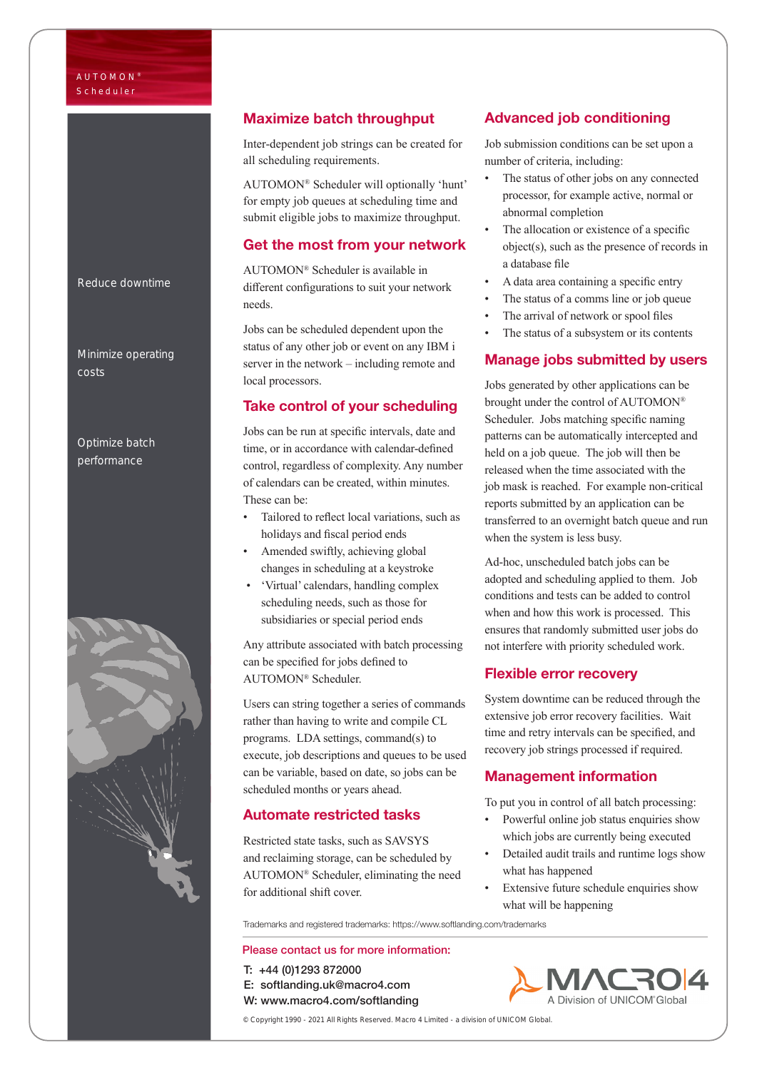AUTOMON®
Scheduler

Reduce downtime

Minimize operating costs

Optimize batch performance

## Maximize batch throughput

Inter-dependent job strings can be created for all scheduling requirements.

AUTOMON® Scheduler will optionally 'hunt' for empty job queues at scheduling time and submit eligible jobs to maximize throughput.

## Get the most from your network

AUTOMON® Scheduler is available in different configurations to suit your network needs.

Jobs can be scheduled dependent upon the status of any other job or event on any IBM i server in the network – including remote and local processors.

## Take control of your scheduling

Jobs can be run at specific intervals, date and time, or in accordance with calendar-defined control, regardless of complexity. Any number of calendars can be created, within minutes. These can be:

- Tailored to reflect local variations, such as holidays and fiscal period ends
- Amended swiftly, achieving global changes in scheduling at a keystroke
- 'Virtual' calendars, handling complex scheduling needs, such as those for subsidiaries or special period ends

Any attribute associated with batch processing can be specified for jobs defined to AUTOMON® Scheduler.

Users can string together a series of commands rather than having to write and compile CL programs. LDA settings, command(s) to execute, job descriptions and queues to be used can be variable, based on date, so jobs can be scheduled months or years ahead.

## Automate restricted tasks

Restricted state tasks, such as SAVSYS and reclaiming storage, can be scheduled by AUTOMON® Scheduler, eliminating the need for additional shift cover.

## Advanced job conditioning

Job submission conditions can be set upon a number of criteria, including:

- The status of other jobs on any connected processor, for example active, normal or abnormal completion
- The allocation or existence of a specific object(s), such as the presence of records in a database file
- A data area containing a specific entry
- The status of a comms line or job queue
- The arrival of network or spool files
- The status of a subsystem or its contents

## Manage jobs submitted by users

Jobs generated by other applications can be brought under the control of AUTOMON® Scheduler. Jobs matching specific naming patterns can be automatically intercepted and held on a job queue. The job will then be released when the time associated with the job mask is reached. For example non-critical reports submitted by an application can be transferred to an overnight batch queue and run when the system is less busy.

Ad-hoc, unscheduled batch jobs can be adopted and scheduling applied to them. Job conditions and tests can be added to control when and how this work is processed. This ensures that randomly submitted user jobs do not interfere with priority scheduled work.

## Flexible error recovery

System downtime can be reduced through the extensive job error recovery facilities. Wait time and retry intervals can be specified, and recovery job strings processed if required.

## Management information

To put you in control of all batch processing:

- Powerful online job status enquiries show which jobs are currently being executed
- Detailed audit trails and runtime logs show what has happened
- Extensive future schedule enquiries show what will be happening

Trademarks and registered trademarks: https://www.softlanding.com/trademarks

**Please contact us for more information:**

T: +44 (0)1293 872000
E: softlanding.uk@macro4.com
W: www.macro4.com/softlanding

MACRO4
A Division of UNICOM® Global

© Copyright 1990 - 2021 All Rights Reserved. Macro 4 Limited - a division of UNICOM Global.